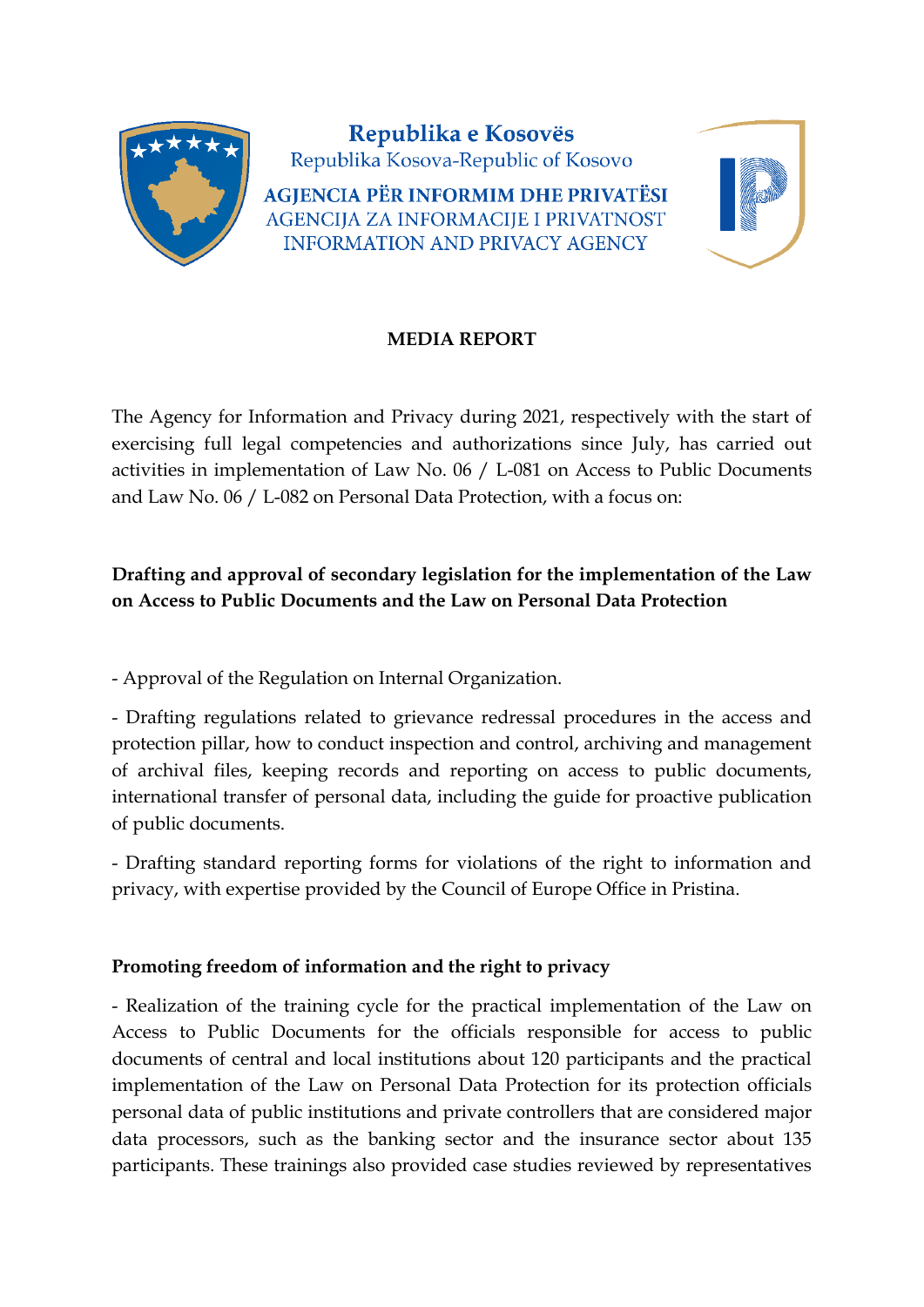**Republika e Kosovës**
Republika Kosova-Republic of Kosovo

**AGJENCIA PËR INFORMIM DHE PRIVATËSI**
AGENCIJA ZA INFORMACIJE I PRIVATNOST
INFORMATION AND PRIVACY AGENCY

# MEDIA REPORT

The Agency for Information and Privacy during 2021, respectively with the start of exercising full legal competencies and authorizations since July, has carried out activities in implementation of Law No. 06 / L-081 on Access to Public Documents and Law No. 06 / L-082 on Personal Data Protection, with a focus on:

## Drafting and approval of secondary legislation for the implementation of the Law on Access to Public Documents and the Law on Personal Data Protection

- Approval of the Regulation on Internal Organization.

- Drafting regulations related to grievance redressal procedures in the access and protection pillar, how to conduct inspection and control, archiving and management of archival files, keeping records and reporting on access to public documents, international transfer of personal data, including the guide for proactive publication of public documents.

- Drafting standard reporting forms for violations of the right to information and privacy, with expertise provided by the Council of Europe Office in Pristina.

## Promoting freedom of information and the right to privacy

- Realization of the training cycle for the practical implementation of the Law on Access to Public Documents for the officials responsible for access to public documents of central and local institutions about 120 participants and the practical implementation of the Law on Personal Data Protection for its protection officials personal data of public institutions and private controllers that are considered major data processors, such as the banking sector and the insurance sector about 135 participants. These trainings also provided case studies reviewed by representatives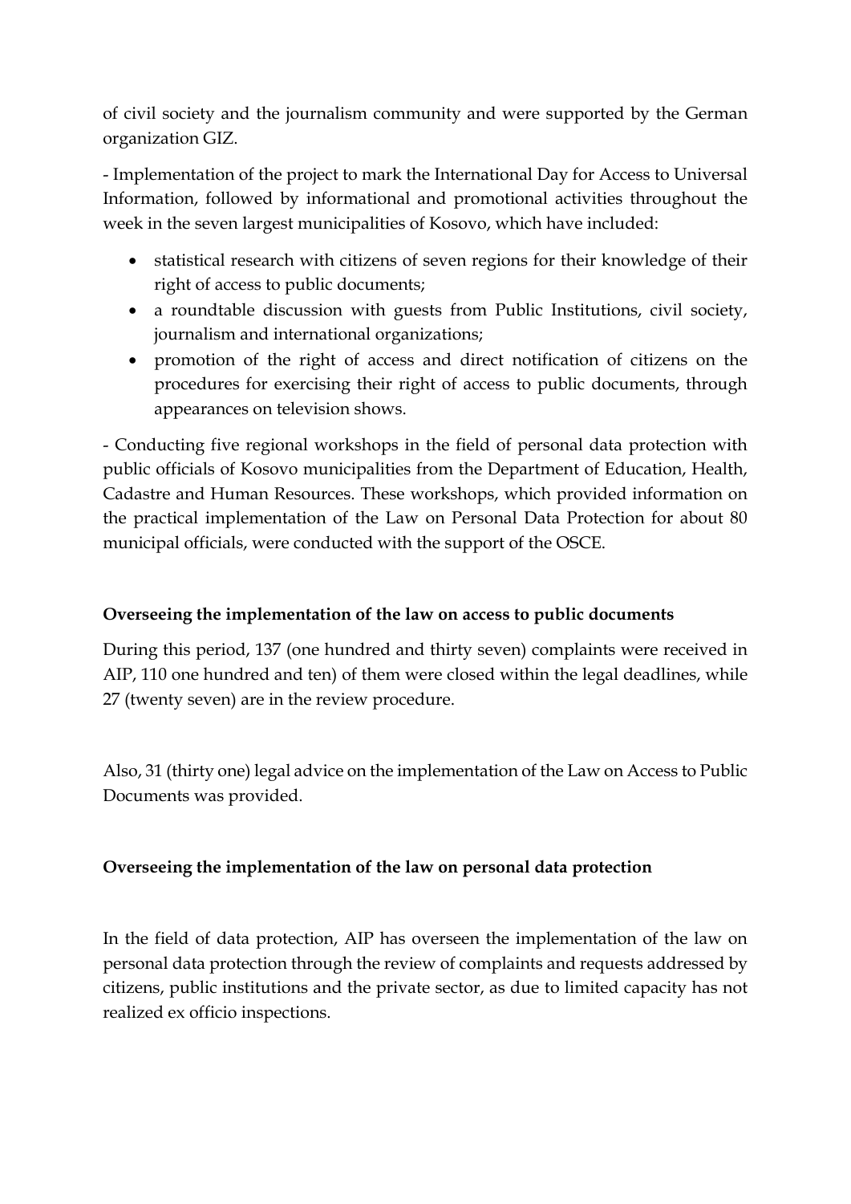of civil society and the journalism community and were supported by the German organization GIZ.

- Implementation of the project to mark the International Day for Access to Universal Information, followed by informational and promotional activities throughout the week in the seven largest municipalities of Kosovo, which have included:

  - statistical research with citizens of seven regions for their knowledge of their right of access to public documents;
  - a roundtable discussion with guests from Public Institutions, civil society, journalism and international organizations;
  - promotion of the right of access and direct notification of citizens on the procedures for exercising their right of access to public documents, through appearances on television shows.

- Conducting five regional workshops in the field of personal data protection with public officials of Kosovo municipalities from the Department of Education, Health, Cadastre and Human Resources. These workshops, which provided information on the practical implementation of the Law on Personal Data Protection for about 80 municipal officials, were conducted with the support of the OSCE.

**Overseeing the implementation of the law on access to public documents**

During this period, 137 (one hundred and thirty seven) complaints were received in AIP, 110 one hundred and ten) of them were closed within the legal deadlines, while 27 (twenty seven) are in the review procedure.

Also, 31 (thirty one) legal advice on the implementation of the Law on Access to Public Documents was provided.

**Overseeing the implementation of the law on personal data protection**

In the field of data protection, AIP has overseen the implementation of the law on personal data protection through the review of complaints and requests addressed by citizens, public institutions and the private sector, as due to limited capacity has not realized ex officio inspections.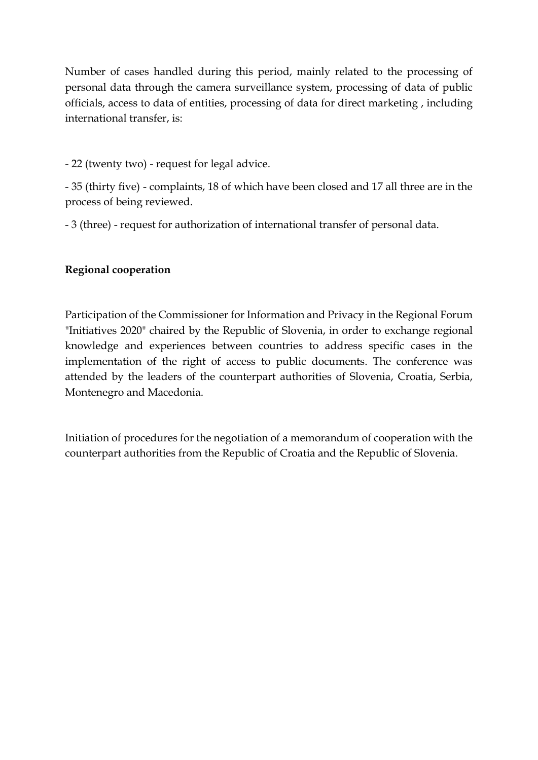Number of cases handled during this period, mainly related to the processing of personal data through the camera surveillance system, processing of data of public officials, access to data of entities, processing of data for direct marketing , including international transfer, is:

- 22 (twenty two) - request for legal advice.

- 35 (thirty five) - complaints, 18 of which have been closed and 17 all three are in the process of being reviewed.

- 3 (three) - request for authorization of international transfer of personal data.

**Regional cooperation**

Participation of the Commissioner for Information and Privacy in the Regional Forum "Initiatives 2020" chaired by the Republic of Slovenia, in order to exchange regional knowledge and experiences between countries to address specific cases in the implementation of the right of access to public documents. The conference was attended by the leaders of the counterpart authorities of Slovenia, Croatia, Serbia, Montenegro and Macedonia.

Initiation of procedures for the negotiation of a memorandum of cooperation with the counterpart authorities from the Republic of Croatia and the Republic of Slovenia.